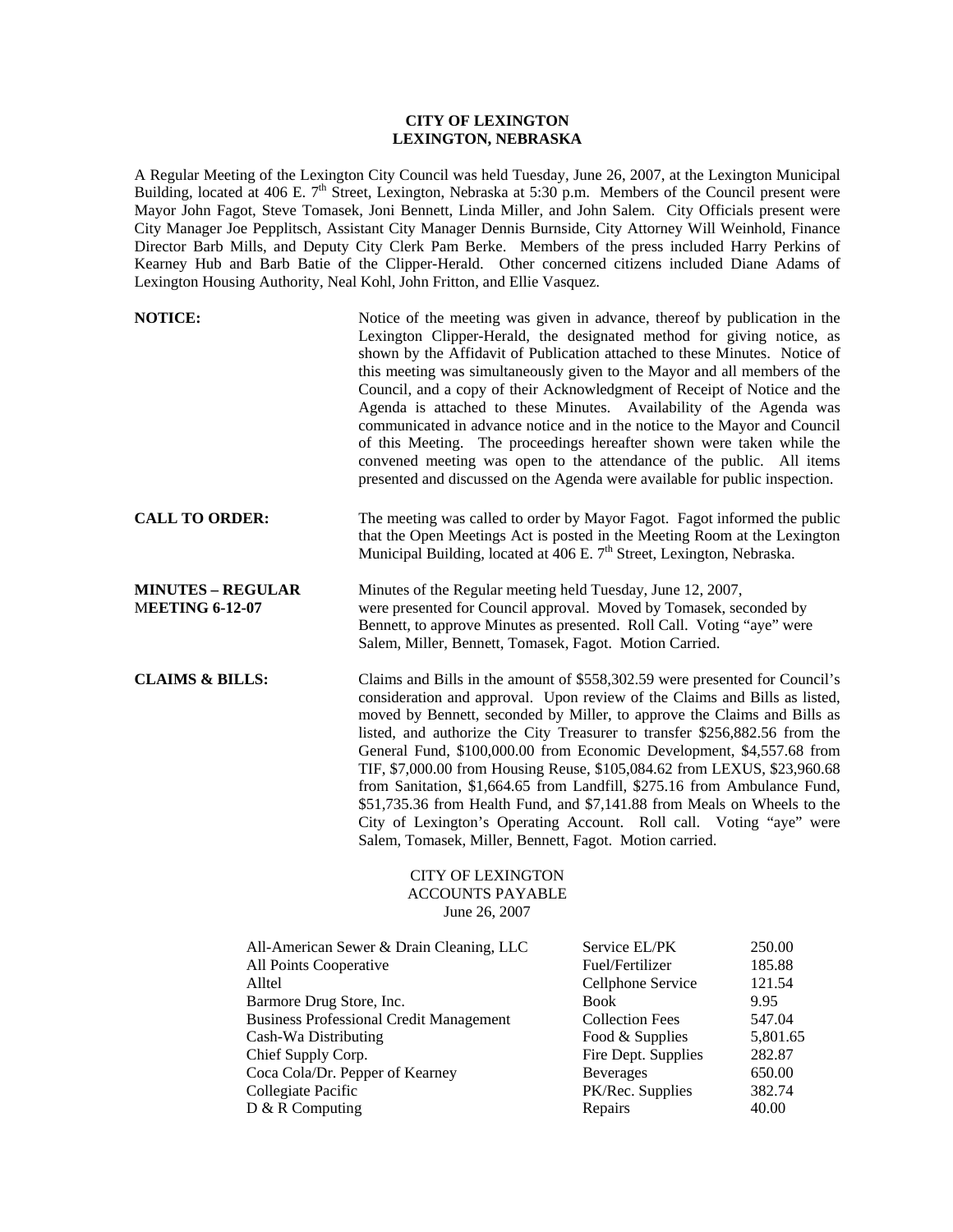# CITY OF LEXINGTON
# LEXINGTON, NEBRASKA

A Regular Meeting of the Lexington City Council was held Tuesday, June 26, 2007, at the Lexington Municipal Building, located at 406 E. 7th Street, Lexington, Nebraska at 5:30 p.m. Members of the Council present were Mayor John Fagot, Steve Tomasek, Joni Bennett, Linda Miller, and John Salem. City Officials present were City Manager Joe Pepplitsch, Assistant City Manager Dennis Burnside, City Attorney Will Weinhold, Finance Director Barb Mills, and Deputy City Clerk Pam Berke. Members of the press included Harry Perkins of Kearney Hub and Barb Batie of the Clipper-Herald. Other concerned citizens included Diane Adams of Lexington Housing Authority, Neal Kohl, John Fritton, and Ellie Vasquez.

**NOTICE:** Notice of the meeting was given in advance, thereof by publication in the Lexington Clipper-Herald, the designated method for giving notice, as shown by the Affidavit of Publication attached to these Minutes. Notice of this meeting was simultaneously given to the Mayor and all members of the Council, and a copy of their Acknowledgment of Receipt of Notice and the Agenda is attached to these Minutes. Availability of the Agenda was communicated in advance notice and in the notice to the Mayor and Council of this Meeting. The proceedings hereafter shown were taken while the convened meeting was open to the attendance of the public. All items presented and discussed on the Agenda were available for public inspection.

**CALL TO ORDER:** The meeting was called to order by Mayor Fagot. Fagot informed the public that the Open Meetings Act is posted in the Meeting Room at the Lexington Municipal Building, located at 406 E. 7th Street, Lexington, Nebraska.

**MINUTES – REGULAR MEETING 6-12-07** Minutes of the Regular meeting held Tuesday, June 12, 2007, were presented for Council approval. Moved by Tomasek, seconded by Bennett, to approve Minutes as presented. Roll Call. Voting "aye" were Salem, Miller, Bennett, Tomasek, Fagot. Motion Carried.

**CLAIMS & BILLS:** Claims and Bills in the amount of $558,302.59 were presented for Council's consideration and approval. Upon review of the Claims and Bills as listed, moved by Bennett, seconded by Miller, to approve the Claims and Bills as listed, and authorize the City Treasurer to transfer $256,882.56 from the General Fund, $100,000.00 from Economic Development, $4,557.68 from TIF, $7,000.00 from Housing Reuse, $105,084.62 from LEXUS, $23,960.68 from Sanitation, $1,664.65 from Landfill, $275.16 from Ambulance Fund, $51,735.36 from Health Fund, and $7,141.88 from Meals on Wheels to the City of Lexington's Operating Account. Roll call. Voting "aye" were Salem, Tomasek, Miller, Bennett, Fagot. Motion carried.

CITY OF LEXINGTON
ACCOUNTS PAYABLE
June 26, 2007

| Vendor | Description | Amount |
|---|---|---|
| All-American Sewer & Drain Cleaning, LLC | Service EL/PK | 250.00 |
| All Points Cooperative | Fuel/Fertilizer | 185.88 |
| Alltel | Cellphone Service | 121.54 |
| Barmore Drug Store, Inc. | Book | 9.95 |
| Business Professional Credit Management | Collection Fees | 547.04 |
| Cash-Wa Distributing | Food & Supplies | 5,801.65 |
| Chief Supply Corp. | Fire Dept. Supplies | 282.87 |
| Coca Cola/Dr. Pepper of Kearney | Beverages | 650.00 |
| Collegiate Pacific | PK/Rec. Supplies | 382.74 |
| D & R Computing | Repairs | 40.00 |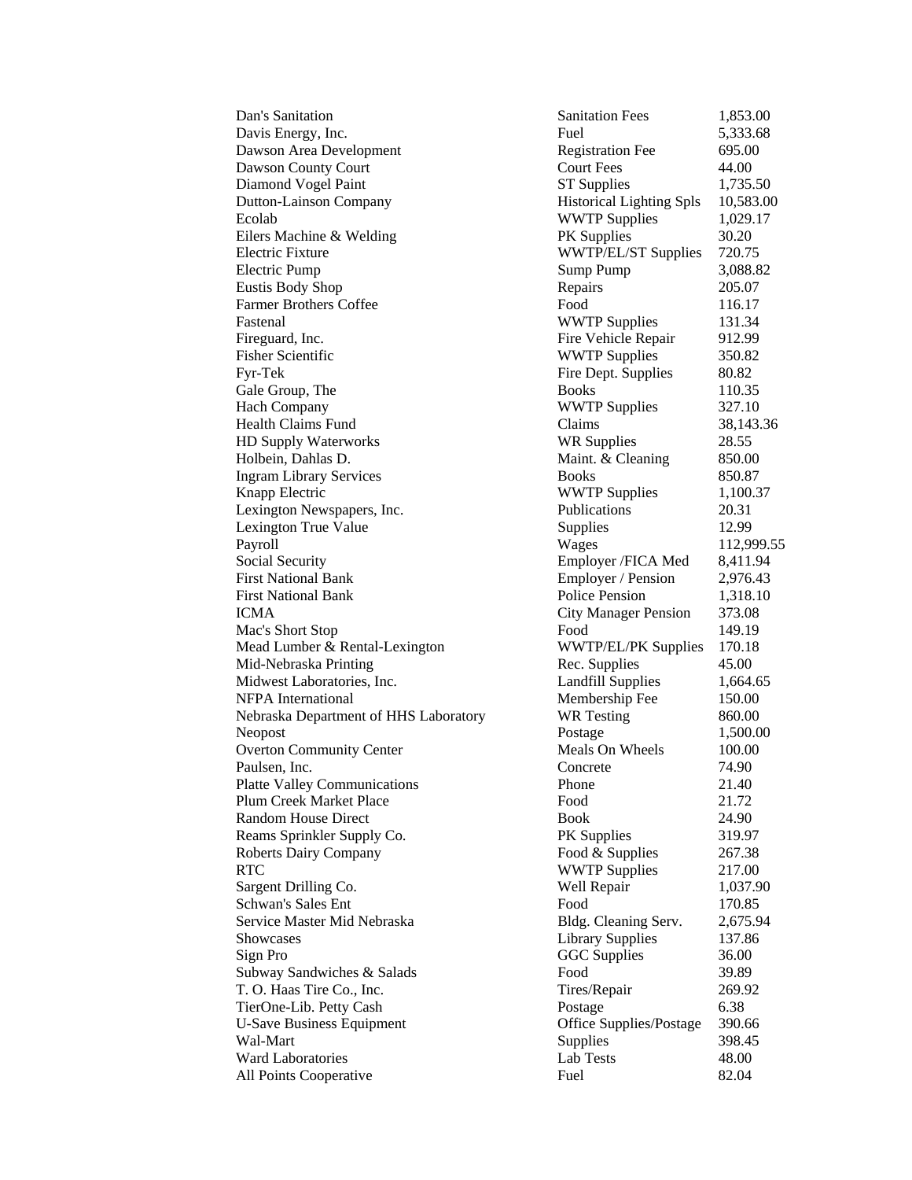| | | |
|---|---|---|
| Dan's Sanitation | Sanitation Fees | 1,853.00 |
| Davis Energy, Inc. | Fuel | 5,333.68 |
| Dawson Area Development | Registration Fee | 695.00 |
| Dawson County Court | Court Fees | 44.00 |
| Diamond Vogel Paint | ST Supplies | 1,735.50 |
| Dutton-Lainson Company | Historical Lighting Spls | 10,583.00 |
| Ecolab | WWTP Supplies | 1,029.17 |
| Eilers Machine & Welding | PK Supplies | 30.20 |
| Electric Fixture | WWTP/EL/ST Supplies | 720.75 |
| Electric Pump | Sump Pump | 3,088.82 |
| Eustis Body Shop | Repairs | 205.07 |
| Farmer Brothers Coffee | Food | 116.17 |
| Fastenal | WWTP Supplies | 131.34 |
| Fireguard, Inc. | Fire Vehicle Repair | 912.99 |
| Fisher Scientific | WWTP Supplies | 350.82 |
| Fyr-Tek | Fire Dept. Supplies | 80.82 |
| Gale Group, The | Books | 110.35 |
| Hach Company | WWTP Supplies | 327.10 |
| Health Claims Fund | Claims | 38,143.36 |
| HD Supply Waterworks | WR Supplies | 28.55 |
| Holbein, Dahlas D. | Maint. & Cleaning | 850.00 |
| Ingram Library Services | Books | 850.87 |
| Knapp Electric | WWTP Supplies | 1,100.37 |
| Lexington Newspapers, Inc. | Publications | 20.31 |
| Lexington True Value | Supplies | 12.99 |
| Payroll | Wages | 112,999.55 |
| Social Security | Employer /FICA Med | 8,411.94 |
| First National Bank | Employer / Pension | 2,976.43 |
| First National Bank | Police Pension | 1,318.10 |
| ICMA | City Manager Pension | 373.08 |
| Mac's Short Stop | Food | 149.19 |
| Mead Lumber & Rental-Lexington | WWTP/EL/PK Supplies | 170.18 |
| Mid-Nebraska Printing | Rec. Supplies | 45.00 |
| Midwest Laboratories, Inc. | Landfill Supplies | 1,664.65 |
| NFPA International | Membership Fee | 150.00 |
| Nebraska Department of HHS Laboratory | WR Testing | 860.00 |
| Neopost | Postage | 1,500.00 |
| Overton Community Center | Meals On Wheels | 100.00 |
| Paulsen, Inc. | Concrete | 74.90 |
| Platte Valley Communications | Phone | 21.40 |
| Plum Creek Market Place | Food | 21.72 |
| Random House Direct | Book | 24.90 |
| Reams Sprinkler Supply Co. | PK Supplies | 319.97 |
| Roberts Dairy Company | Food & Supplies | 267.38 |
| RTC | WWTP Supplies | 217.00 |
| Sargent Drilling Co. | Well Repair | 1,037.90 |
| Schwan's Sales Ent | Food | 170.85 |
| Service Master Mid Nebraska | Bldg. Cleaning Serv. | 2,675.94 |
| Showcases | Library Supplies | 137.86 |
| Sign Pro | GGC Supplies | 36.00 |
| Subway Sandwiches & Salads | Food | 39.89 |
| T. O. Haas Tire Co., Inc. | Tires/Repair | 269.92 |
| TierOne-Lib. Petty Cash | Postage | 6.38 |
| U-Save Business Equipment | Office Supplies/Postage | 390.66 |
| Wal-Mart | Supplies | 398.45 |
| Ward Laboratories | Lab Tests | 48.00 |
| All Points Cooperative | Fuel | 82.04 |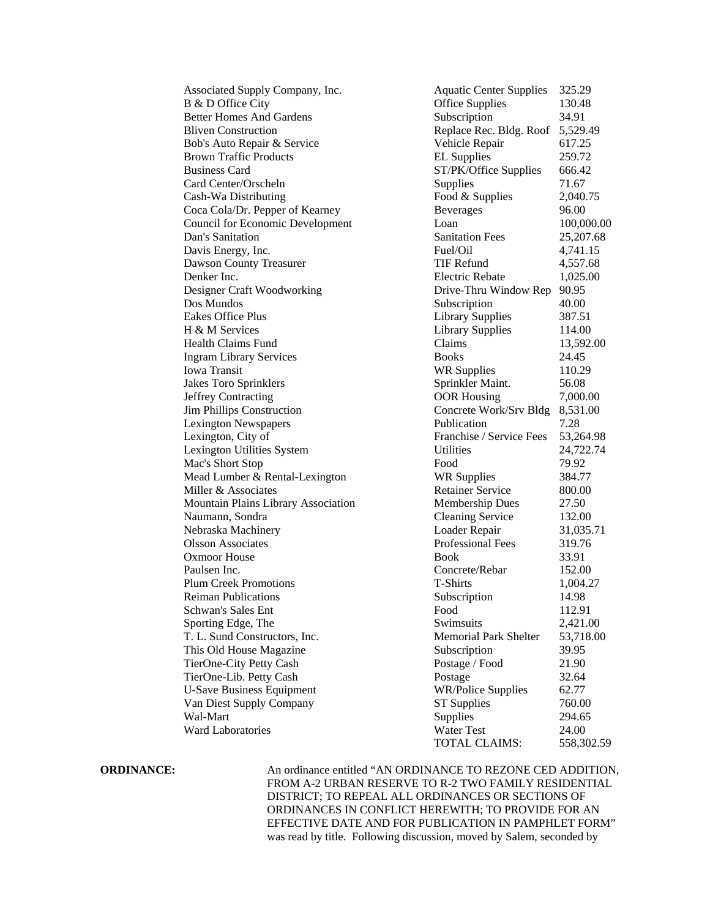| | | |
|---|---|---|
| Associated Supply Company, Inc. | Aquatic Center Supplies | 325.29 |
| B & D Office City | Office Supplies | 130.48 |
| Better Homes And Gardens | Subscription | 34.91 |
| Bliven Construction | Replace Rec. Bldg. Roof | 5,529.49 |
| Bob's Auto Repair & Service | Vehicle Repair | 617.25 |
| Brown Traffic Products | EL Supplies | 259.72 |
| Business Card | ST/PK/Office Supplies | 666.42 |
| Card Center/Orscheln | Supplies | 71.67 |
| Cash-Wa Distributing | Food & Supplies | 2,040.75 |
| Coca Cola/Dr. Pepper of Kearney | Beverages | 96.00 |
| Council for Economic Development | Loan | 100,000.00 |
| Dan's Sanitation | Sanitation Fees | 25,207.68 |
| Davis Energy, Inc. | Fuel/Oil | 4,741.15 |
| Dawson County Treasurer | TIF Refund | 4,557.68 |
| Denker Inc. | Electric Rebate | 1,025.00 |
| Designer Craft Woodworking | Drive-Thru Window Rep | 90.95 |
| Dos Mundos | Subscription | 40.00 |
| Eakes Office Plus | Library Supplies | 387.51 |
| H & M Services | Library Supplies | 114.00 |
| Health Claims Fund | Claims | 13,592.00 |
| Ingram Library Services | Books | 24.45 |
| Iowa Transit | WR Supplies | 110.29 |
| Jakes Toro Sprinklers | Sprinkler Maint. | 56.08 |
| Jeffrey Contracting | OOR Housing | 7,000.00 |
| Jim Phillips Construction | Concrete Work/Srv Bldg | 8,531.00 |
| Lexington Newspapers | Publication | 7.28 |
| Lexington, City of | Franchise / Service Fees | 53,264.98 |
| Lexington Utilities System | Utilities | 24,722.74 |
| Mac's Short Stop | Food | 79.92 |
| Mead Lumber & Rental-Lexington | WR Supplies | 384.77 |
| Miller & Associates | Retainer Service | 800.00 |
| Mountain Plains Library Association | Membership Dues | 27.50 |
| Naumann, Sondra | Cleaning Service | 132.00 |
| Nebraska Machinery | Loader Repair | 31,035.71 |
| Olsson Associates | Professional Fees | 319.76 |
| Oxmoor House | Book | 33.91 |
| Paulsen Inc. | Concrete/Rebar | 152.00 |
| Plum Creek Promotions | T-Shirts | 1,004.27 |
| Reiman Publications | Subscription | 14.98 |
| Schwan's Sales Ent | Food | 112.91 |
| Sporting Edge, The | Swimsuits | 2,421.00 |
| T. L. Sund Constructors, Inc. | Memorial Park Shelter | 53,718.00 |
| This Old House Magazine | Subscription | 39.95 |
| TierOne-City Petty Cash | Postage / Food | 21.90 |
| TierOne-Lib. Petty Cash | Postage | 32.64 |
| U-Save Business Equipment | WR/Police Supplies | 62.77 |
| Van Diest Supply Company | ST Supplies | 760.00 |
| Wal-Mart | Supplies | 294.65 |
| Ward Laboratories | Water Test | 24.00 |
| | TOTAL CLAIMS: | 558,302.59 |

**ORDINANCE:** An ordinance entitled "AN ORDINANCE TO REZONE CED ADDITION, FROM A-2 URBAN RESERVE TO R-2 TWO FAMILY RESIDENTIAL DISTRICT; TO REPEAL ALL ORDINANCES OR SECTIONS OF ORDINANCES IN CONFLICT HEREWITH; TO PROVIDE FOR AN EFFECTIVE DATE AND FOR PUBLICATION IN PAMPHLET FORM" was read by title. Following discussion, moved by Salem, seconded by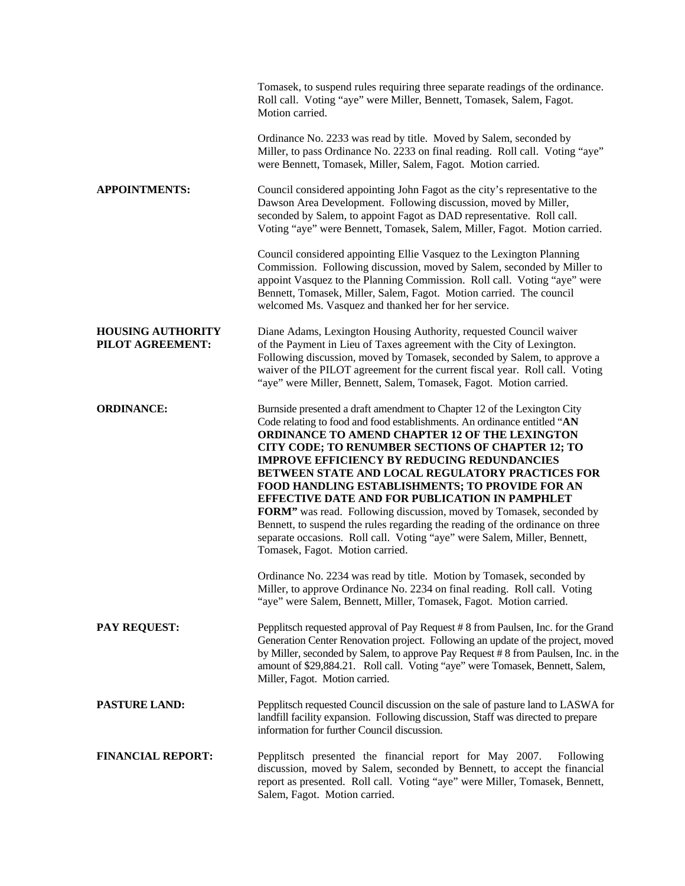Tomasek, to suspend rules requiring three separate readings of the ordinance. Roll call. Voting "aye" were Miller, Bennett, Tomasek, Salem, Fagot. Motion carried.

Ordinance No. 2233 was read by title. Moved by Salem, seconded by Miller, to pass Ordinance No. 2233 on final reading. Roll call. Voting "aye" were Bennett, Tomasek, Miller, Salem, Fagot. Motion carried.

**APPOINTMENTS:** Council considered appointing John Fagot as the city's representative to the Dawson Area Development. Following discussion, moved by Miller, seconded by Salem, to appoint Fagot as DAD representative. Roll call. Voting "aye" were Bennett, Tomasek, Salem, Miller, Fagot. Motion carried.

Council considered appointing Ellie Vasquez to the Lexington Planning Commission. Following discussion, moved by Salem, seconded by Miller to appoint Vasquez to the Planning Commission. Roll call. Voting "aye" were Bennett, Tomasek, Miller, Salem, Fagot. Motion carried. The council welcomed Ms. Vasquez and thanked her for her service.

**HOUSING AUTHORITY PILOT AGREEMENT:** Diane Adams, Lexington Housing Authority, requested Council waiver of the Payment in Lieu of Taxes agreement with the City of Lexington. Following discussion, moved by Tomasek, seconded by Salem, to approve a waiver of the PILOT agreement for the current fiscal year. Roll call. Voting "aye" were Miller, Bennett, Salem, Tomasek, Fagot. Motion carried.

**ORDINANCE:** Burnside presented a draft amendment to Chapter 12 of the Lexington City Code relating to food and food establishments. An ordinance entitled "**AN ORDINANCE TO AMEND CHAPTER 12 OF THE LEXINGTON CITY CODE; TO RENUMBER SECTIONS OF CHAPTER 12; TO IMPROVE EFFICIENCY BY REDUCING REDUNDANCIES BETWEEN STATE AND LOCAL REGULATORY PRACTICES FOR FOOD HANDLING ESTABLISHMENTS; TO PROVIDE FOR AN EFFECTIVE DATE AND FOR PUBLICATION IN PAMPHLET FORM"** was read. Following discussion, moved by Tomasek, seconded by Bennett, to suspend the rules regarding the reading of the ordinance on three separate occasions. Roll call. Voting "aye" were Salem, Miller, Bennett, Tomasek, Fagot. Motion carried.

Ordinance No. 2234 was read by title. Motion by Tomasek, seconded by Miller, to approve Ordinance No. 2234 on final reading. Roll call. Voting "aye" were Salem, Bennett, Miller, Tomasek, Fagot. Motion carried.

**PAY REQUEST:** Pepplitsch requested approval of Pay Request # 8 from Paulsen, Inc. for the Grand Generation Center Renovation project. Following an update of the project, moved by Miller, seconded by Salem, to approve Pay Request # 8 from Paulsen, Inc. in the amount of $29,884.21. Roll call. Voting "aye" were Tomasek, Bennett, Salem, Miller, Fagot. Motion carried.

**PASTURE LAND:** Pepplitsch requested Council discussion on the sale of pasture land to LASWA for landfill facility expansion. Following discussion, Staff was directed to prepare information for further Council discussion.

**FINANCIAL REPORT:** Pepplitsch presented the financial report for May 2007. Following discussion, moved by Salem, seconded by Bennett, to accept the financial report as presented. Roll call. Voting "aye" were Miller, Tomasek, Bennett, Salem, Fagot. Motion carried.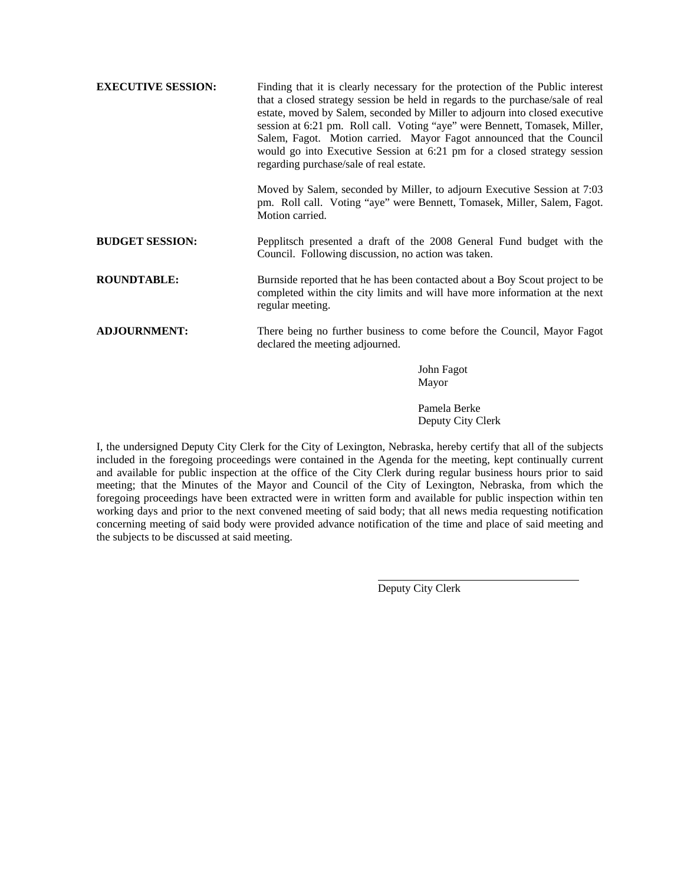**EXECUTIVE SESSION:** Finding that it is clearly necessary for the protection of the Public interest that a closed strategy session be held in regards to the purchase/sale of real estate, moved by Salem, seconded by Miller to adjourn into closed executive session at 6:21 pm. Roll call. Voting "aye" were Bennett, Tomasek, Miller, Salem, Fagot. Motion carried. Mayor Fagot announced that the Council would go into Executive Session at 6:21 pm for a closed strategy session regarding purchase/sale of real estate.

Moved by Salem, seconded by Miller, to adjourn Executive Session at 7:03 pm. Roll call. Voting "aye" were Bennett, Tomasek, Miller, Salem, Fagot. Motion carried.

**BUDGET SESSION:** Pepplitsch presented a draft of the 2008 General Fund budget with the Council. Following discussion, no action was taken.

**ROUNDTABLE:** Burnside reported that he has been contacted about a Boy Scout project to be completed within the city limits and will have more information at the next regular meeting.

**ADJOURNMENT:** There being no further business to come before the Council, Mayor Fagot declared the meeting adjourned.

John Fagot
Mayor

Pamela Berke
Deputy City Clerk

I, the undersigned Deputy City Clerk for the City of Lexington, Nebraska, hereby certify that all of the subjects included in the foregoing proceedings were contained in the Agenda for the meeting, kept continually current and available for public inspection at the office of the City Clerk during regular business hours prior to said meeting; that the Minutes of the Mayor and Council of the City of Lexington, Nebraska, from which the foregoing proceedings have been extracted were in written form and available for public inspection within ten working days and prior to the next convened meeting of said body; that all news media requesting notification concerning meeting of said body were provided advance notification of the time and place of said meeting and the subjects to be discussed at said meeting.

\_\_\_\_\_\_\_\_\_\_\_\_\_\_\_\_\_\_\_\_\_\_\_\_\_\_\_\_\_\_\_\_\_\_\_\_
Deputy City Clerk